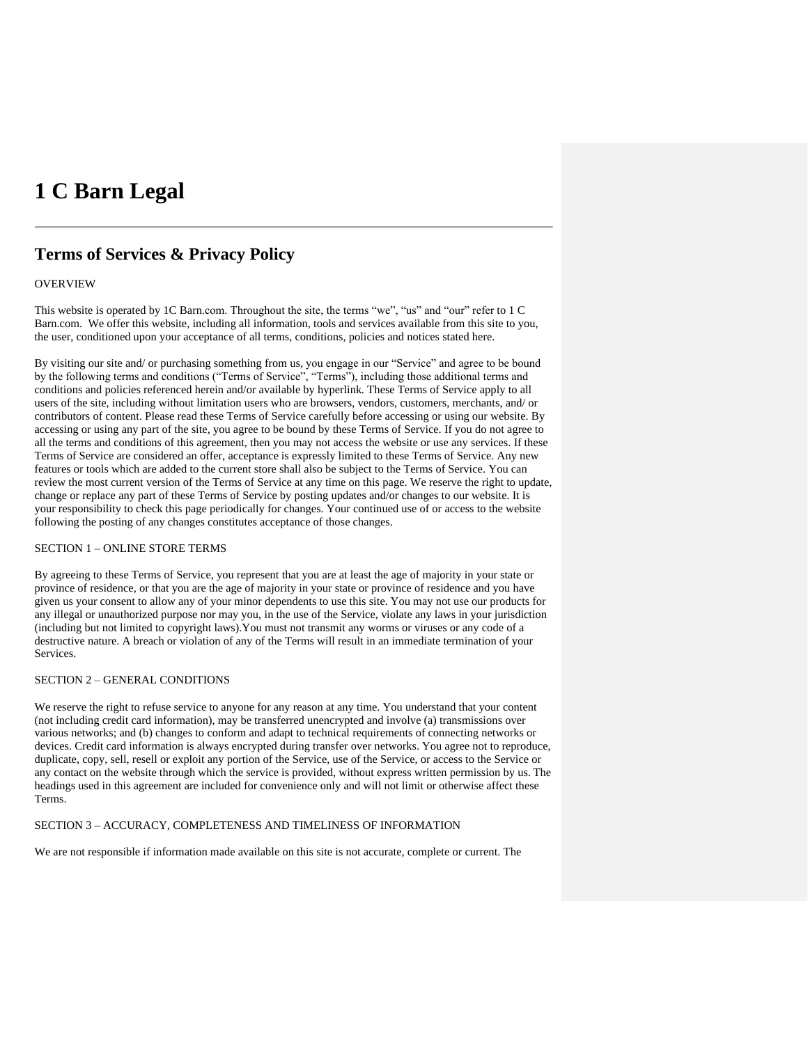# 1 C Barn Legal

---

## Terms of Services & Privacy Policy

OVERVIEW

This website is operated by 1C Barn.com. Throughout the site, the terms "we", "us" and "our" refer to 1 C Barn.com. We offer this website, including all information, tools and services available from this site to you, the user, conditioned upon your acceptance of all terms, conditions, policies and notices stated here.

By visiting our site and/ or purchasing something from us, you engage in our "Service" and agree to be bound by the following terms and conditions ("Terms of Service", "Terms"), including those additional terms and conditions and policies referenced herein and/or available by hyperlink. These Terms of Service apply to all users of the site, including without limitation users who are browsers, vendors, customers, merchants, and/ or contributors of content. Please read these Terms of Service carefully before accessing or using our website. By accessing or using any part of the site, you agree to be bound by these Terms of Service. If you do not agree to all the terms and conditions of this agreement, then you may not access the website or use any services. If these Terms of Service are considered an offer, acceptance is expressly limited to these Terms of Service. Any new features or tools which are added to the current store shall also be subject to the Terms of Service. You can review the most current version of the Terms of Service at any time on this page. We reserve the right to update, change or replace any part of these Terms of Service by posting updates and/or changes to our website. It is your responsibility to check this page periodically for changes. Your continued use of or access to the website following the posting of any changes constitutes acceptance of those changes.

SECTION 1 – ONLINE STORE TERMS

By agreeing to these Terms of Service, you represent that you are at least the age of majority in your state or province of residence, or that you are the age of majority in your state or province of residence and you have given us your consent to allow any of your minor dependents to use this site. You may not use our products for any illegal or unauthorized purpose nor may you, in the use of the Service, violate any laws in your jurisdiction (including but not limited to copyright laws).You must not transmit any worms or viruses or any code of a destructive nature. A breach or violation of any of the Terms will result in an immediate termination of your Services.

SECTION 2 – GENERAL CONDITIONS

We reserve the right to refuse service to anyone for any reason at any time. You understand that your content (not including credit card information), may be transferred unencrypted and involve (a) transmissions over various networks; and (b) changes to conform and adapt to technical requirements of connecting networks or devices. Credit card information is always encrypted during transfer over networks. You agree not to reproduce, duplicate, copy, sell, resell or exploit any portion of the Service, use of the Service, or access to the Service or any contact on the website through which the service is provided, without express written permission by us. The headings used in this agreement are included for convenience only and will not limit or otherwise affect these Terms.

SECTION 3 – ACCURACY, COMPLETENESS AND TIMELINESS OF INFORMATION

We are not responsible if information made available on this site is not accurate, complete or current. The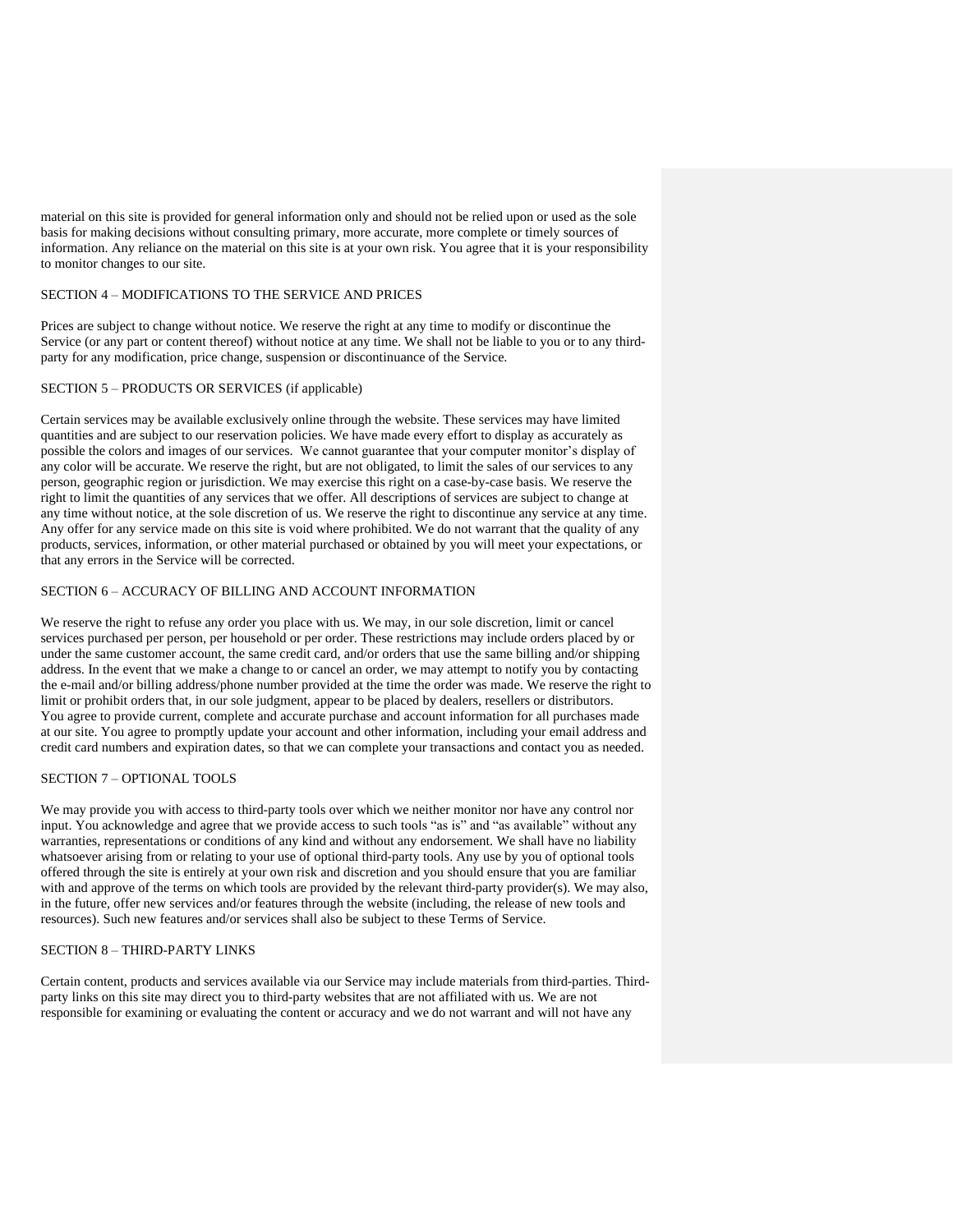material on this site is provided for general information only and should not be relied upon or used as the sole basis for making decisions without consulting primary, more accurate, more complete or timely sources of information. Any reliance on the material on this site is at your own risk. You agree that it is your responsibility to monitor changes to our site.

## SECTION 4 – MODIFICATIONS TO THE SERVICE AND PRICES

Prices are subject to change without notice. We reserve the right at any time to modify or discontinue the Service (or any part or content thereof) without notice at any time. We shall not be liable to you or to any third-party for any modification, price change, suspension or discontinuance of the Service.

## SECTION 5 – PRODUCTS OR SERVICES (if applicable)

Certain services may be available exclusively online through the website. These services may have limited quantities and are subject to our reservation policies. We have made every effort to display as accurately as possible the colors and images of our services. We cannot guarantee that your computer monitor's display of any color will be accurate. We reserve the right, but are not obligated, to limit the sales of our services to any person, geographic region or jurisdiction. We may exercise this right on a case-by-case basis. We reserve the right to limit the quantities of any services that we offer. All descriptions of services are subject to change at any time without notice, at the sole discretion of us. We reserve the right to discontinue any service at any time. Any offer for any service made on this site is void where prohibited. We do not warrant that the quality of any products, services, information, or other material purchased or obtained by you will meet your expectations, or that any errors in the Service will be corrected.

## SECTION 6 – ACCURACY OF BILLING AND ACCOUNT INFORMATION

We reserve the right to refuse any order you place with us. We may, in our sole discretion, limit or cancel services purchased per person, per household or per order. These restrictions may include orders placed by or under the same customer account, the same credit card, and/or orders that use the same billing and/or shipping address. In the event that we make a change to or cancel an order, we may attempt to notify you by contacting the e-mail and/or billing address/phone number provided at the time the order was made. We reserve the right to limit or prohibit orders that, in our sole judgment, appear to be placed by dealers, resellers or distributors.
You agree to provide current, complete and accurate purchase and account information for all purchases made at our site. You agree to promptly update your account and other information, including your email address and credit card numbers and expiration dates, so that we can complete your transactions and contact you as needed.

## SECTION 7 – OPTIONAL TOOLS

We may provide you with access to third-party tools over which we neither monitor nor have any control nor input. You acknowledge and agree that we provide access to such tools "as is" and "as available" without any warranties, representations or conditions of any kind and without any endorsement. We shall have no liability whatsoever arising from or relating to your use of optional third-party tools. Any use by you of optional tools offered through the site is entirely at your own risk and discretion and you should ensure that you are familiar with and approve of the terms on which tools are provided by the relevant third-party provider(s). We may also, in the future, offer new services and/or features through the website (including, the release of new tools and resources). Such new features and/or services shall also be subject to these Terms of Service.

## SECTION 8 – THIRD-PARTY LINKS

Certain content, products and services available via our Service may include materials from third-parties. Third-party links on this site may direct you to third-party websites that are not affiliated with us. We are not responsible for examining or evaluating the content or accuracy and we do not warrant and will not have any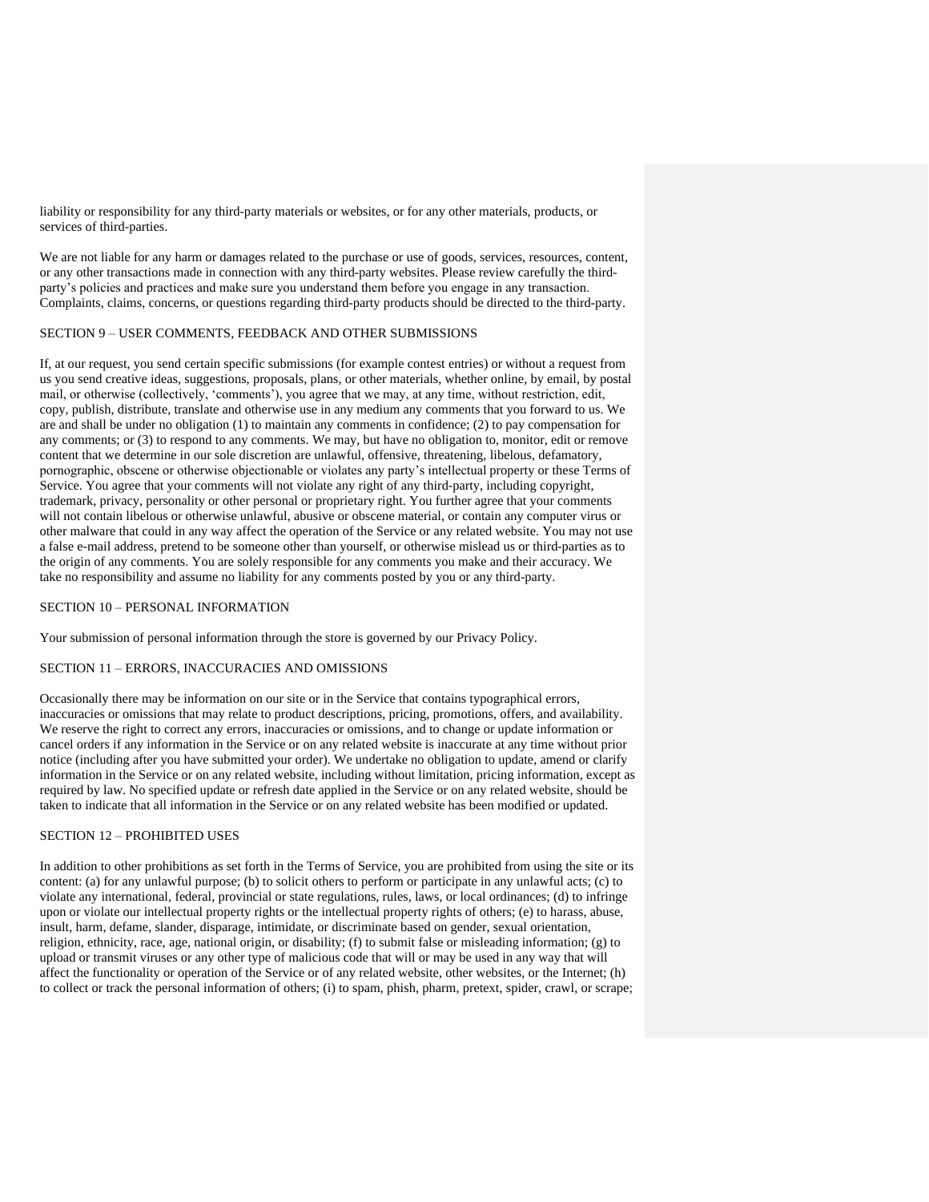liability or responsibility for any third-party materials or websites, or for any other materials, products, or services of third-parties.

We are not liable for any harm or damages related to the purchase or use of goods, services, resources, content, or any other transactions made in connection with any third-party websites. Please review carefully the third-party's policies and practices and make sure you understand them before you engage in any transaction. Complaints, claims, concerns, or questions regarding third-party products should be directed to the third-party.

## SECTION 9 – USER COMMENTS, FEEDBACK AND OTHER SUBMISSIONS

If, at our request, you send certain specific submissions (for example contest entries) or without a request from us you send creative ideas, suggestions, proposals, plans, or other materials, whether online, by email, by postal mail, or otherwise (collectively, 'comments'), you agree that we may, at any time, without restriction, edit, copy, publish, distribute, translate and otherwise use in any medium any comments that you forward to us. We are and shall be under no obligation (1) to maintain any comments in confidence; (2) to pay compensation for any comments; or (3) to respond to any comments. We may, but have no obligation to, monitor, edit or remove content that we determine in our sole discretion are unlawful, offensive, threatening, libelous, defamatory, pornographic, obscene or otherwise objectionable or violates any party's intellectual property or these Terms of Service. You agree that your comments will not violate any right of any third-party, including copyright, trademark, privacy, personality or other personal or proprietary right. You further agree that your comments will not contain libelous or otherwise unlawful, abusive or obscene material, or contain any computer virus or other malware that could in any way affect the operation of the Service or any related website. You may not use a false e-mail address, pretend to be someone other than yourself, or otherwise mislead us or third-parties as to the origin of any comments. You are solely responsible for any comments you make and their accuracy. We take no responsibility and assume no liability for any comments posted by you or any third-party.

## SECTION 10 – PERSONAL INFORMATION

Your submission of personal information through the store is governed by our Privacy Policy.

## SECTION 11 – ERRORS, INACCURACIES AND OMISSIONS

Occasionally there may be information on our site or in the Service that contains typographical errors, inaccuracies or omissions that may relate to product descriptions, pricing, promotions, offers, and availability. We reserve the right to correct any errors, inaccuracies or omissions, and to change or update information or cancel orders if any information in the Service or on any related website is inaccurate at any time without prior notice (including after you have submitted your order). We undertake no obligation to update, amend or clarify information in the Service or on any related website, including without limitation, pricing information, except as required by law. No specified update or refresh date applied in the Service or on any related website, should be taken to indicate that all information in the Service or on any related website has been modified or updated.

## SECTION 12 – PROHIBITED USES

In addition to other prohibitions as set forth in the Terms of Service, you are prohibited from using the site or its content: (a) for any unlawful purpose; (b) to solicit others to perform or participate in any unlawful acts; (c) to violate any international, federal, provincial or state regulations, rules, laws, or local ordinances; (d) to infringe upon or violate our intellectual property rights or the intellectual property rights of others; (e) to harass, abuse, insult, harm, defame, slander, disparage, intimidate, or discriminate based on gender, sexual orientation, religion, ethnicity, race, age, national origin, or disability; (f) to submit false or misleading information; (g) to upload or transmit viruses or any other type of malicious code that will or may be used in any way that will affect the functionality or operation of the Service or of any related website, other websites, or the Internet; (h) to collect or track the personal information of others; (i) to spam, phish, pharm, pretext, spider, crawl, or scrape;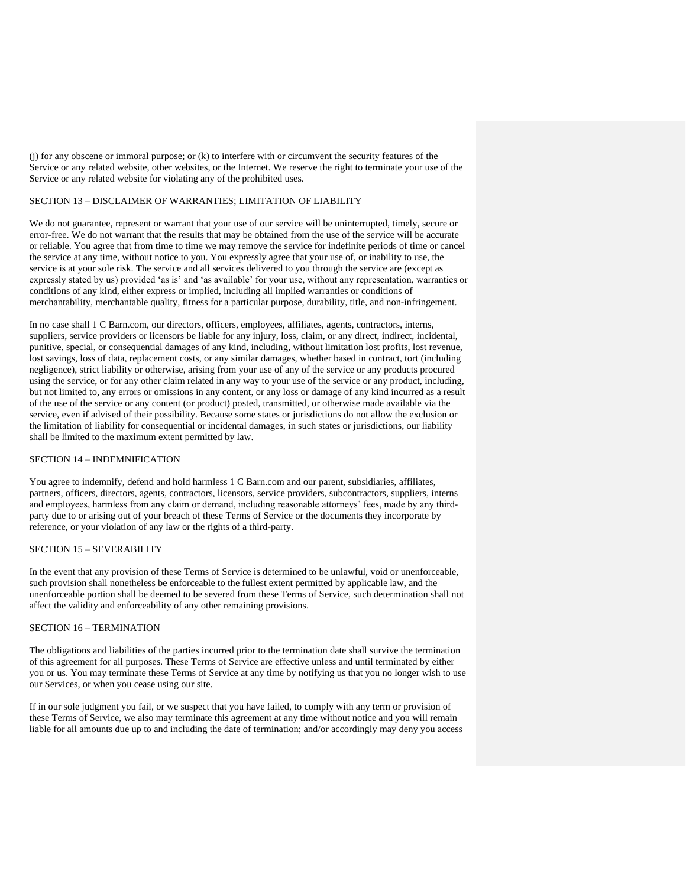(j) for any obscene or immoral purpose; or (k) to interfere with or circumvent the security features of the Service or any related website, other websites, or the Internet. We reserve the right to terminate your use of the Service or any related website for violating any of the prohibited uses.

## SECTION 13 – DISCLAIMER OF WARRANTIES; LIMITATION OF LIABILITY

We do not guarantee, represent or warrant that your use of our service will be uninterrupted, timely, secure or error-free. We do not warrant that the results that may be obtained from the use of the service will be accurate or reliable. You agree that from time to time we may remove the service for indefinite periods of time or cancel the service at any time, without notice to you. You expressly agree that your use of, or inability to use, the service is at your sole risk. The service and all services delivered to you through the service are (except as expressly stated by us) provided 'as is' and 'as available' for your use, without any representation, warranties or conditions of any kind, either express or implied, including all implied warranties or conditions of merchantability, merchantable quality, fitness for a particular purpose, durability, title, and non-infringement.

In no case shall 1 C Barn.com, our directors, officers, employees, affiliates, agents, contractors, interns, suppliers, service providers or licensors be liable for any injury, loss, claim, or any direct, indirect, incidental, punitive, special, or consequential damages of any kind, including, without limitation lost profits, lost revenue, lost savings, loss of data, replacement costs, or any similar damages, whether based in contract, tort (including negligence), strict liability or otherwise, arising from your use of any of the service or any products procured using the service, or for any other claim related in any way to your use of the service or any product, including, but not limited to, any errors or omissions in any content, or any loss or damage of any kind incurred as a result of the use of the service or any content (or product) posted, transmitted, or otherwise made available via the service, even if advised of their possibility. Because some states or jurisdictions do not allow the exclusion or the limitation of liability for consequential or incidental damages, in such states or jurisdictions, our liability shall be limited to the maximum extent permitted by law.

## SECTION 14 – INDEMNIFICATION

You agree to indemnify, defend and hold harmless 1 C Barn.com and our parent, subsidiaries, affiliates, partners, officers, directors, agents, contractors, licensors, service providers, subcontractors, suppliers, interns and employees, harmless from any claim or demand, including reasonable attorneys' fees, made by any third-party due to or arising out of your breach of these Terms of Service or the documents they incorporate by reference, or your violation of any law or the rights of a third-party.

## SECTION 15 – SEVERABILITY

In the event that any provision of these Terms of Service is determined to be unlawful, void or unenforceable, such provision shall nonetheless be enforceable to the fullest extent permitted by applicable law, and the unenforceable portion shall be deemed to be severed from these Terms of Service, such determination shall not affect the validity and enforceability of any other remaining provisions.

## SECTION 16 – TERMINATION

The obligations and liabilities of the parties incurred prior to the termination date shall survive the termination of this agreement for all purposes. These Terms of Service are effective unless and until terminated by either you or us. You may terminate these Terms of Service at any time by notifying us that you no longer wish to use our Services, or when you cease using our site.

If in our sole judgment you fail, or we suspect that you have failed, to comply with any term or provision of these Terms of Service, we also may terminate this agreement at any time without notice and you will remain liable for all amounts due up to and including the date of termination; and/or accordingly may deny you access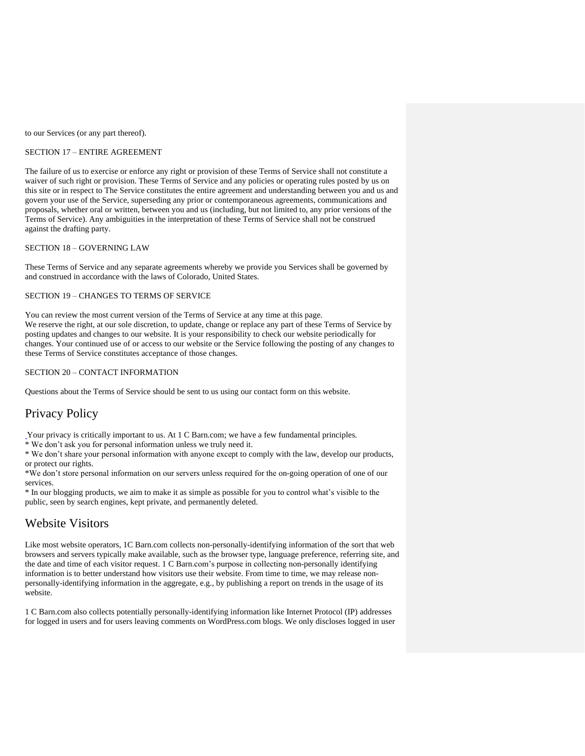to our Services (or any part thereof).

SECTION 17 – ENTIRE AGREEMENT

The failure of us to exercise or enforce any right or provision of these Terms of Service shall not constitute a waiver of such right or provision. These Terms of Service and any policies or operating rules posted by us on this site or in respect to The Service constitutes the entire agreement and understanding between you and us and govern your use of the Service, superseding any prior or contemporaneous agreements, communications and proposals, whether oral or written, between you and us (including, but not limited to, any prior versions of the Terms of Service). Any ambiguities in the interpretation of these Terms of Service shall not be construed against the drafting party.

SECTION 18 – GOVERNING LAW

These Terms of Service and any separate agreements whereby we provide you Services shall be governed by and construed in accordance with the laws of Colorado, United States.

SECTION 19 – CHANGES TO TERMS OF SERVICE

You can review the most current version of the Terms of Service at any time at this page.
We reserve the right, at our sole discretion, to update, change or replace any part of these Terms of Service by posting updates and changes to our website. It is your responsibility to check our website periodically for changes. Your continued use of or access to our website or the Service following the posting of any changes to these Terms of Service constitutes acceptance of those changes.

SECTION 20 – CONTACT INFORMATION

Questions about the Terms of Service should be sent to us using our contact form on this website.

## Privacy Policy

Your privacy is critically important to us. At 1 C Barn.com; we have a few fundamental principles.
* We don't ask you for personal information unless we truly need it.
* We don't share your personal information with anyone except to comply with the law, develop our products, or protect our rights.
*We don't store personal information on our servers unless required for the on-going operation of one of our services.
* In our blogging products, we aim to make it as simple as possible for you to control what's visible to the public, seen by search engines, kept private, and permanently deleted.

## Website Visitors

Like most website operators, 1C Barn.com collects non-personally-identifying information of the sort that web browsers and servers typically make available, such as the browser type, language preference, referring site, and the date and time of each visitor request. 1 C Barn.com's purpose in collecting non-personally identifying information is to better understand how visitors use their website. From time to time, we may release non-personally-identifying information in the aggregate, e.g., by publishing a report on trends in the usage of its website.

1 C Barn.com also collects potentially personally-identifying information like Internet Protocol (IP) addresses for logged in users and for users leaving comments on WordPress.com blogs. We only discloses logged in user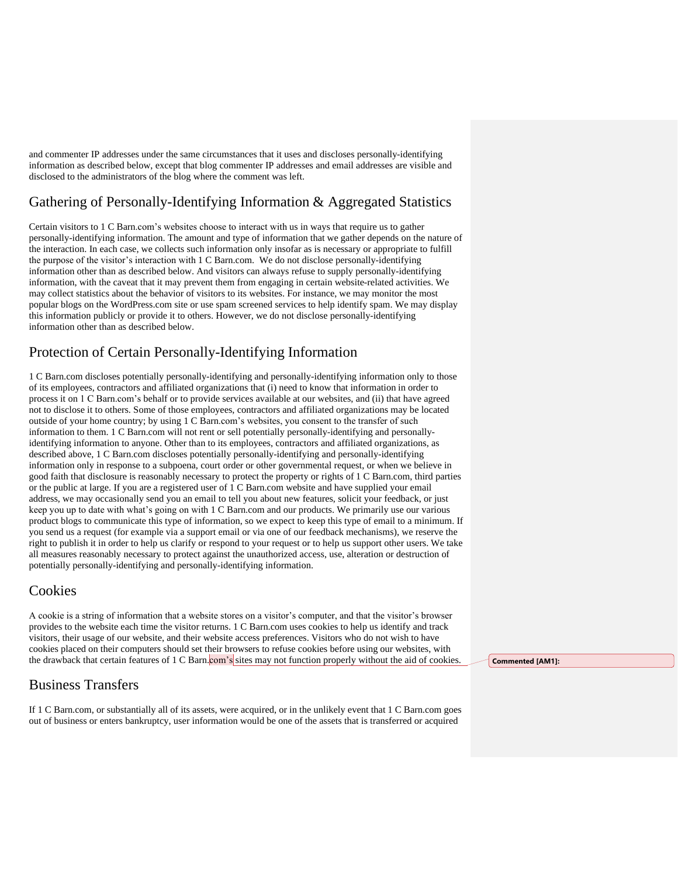and commenter IP addresses under the same circumstances that it uses and discloses personally-identifying information as described below, except that blog commenter IP addresses and email addresses are visible and disclosed to the administrators of the blog where the comment was left.

## Gathering of Personally-Identifying Information & Aggregated Statistics

Certain visitors to 1 C Barn.com's websites choose to interact with us in ways that require us to gather personally-identifying information. The amount and type of information that we gather depends on the nature of the interaction. In each case, we collects such information only insofar as is necessary or appropriate to fulfill the purpose of the visitor's interaction with 1 C Barn.com. We do not disclose personally-identifying information other than as described below. And visitors can always refuse to supply personally-identifying information, with the caveat that it may prevent them from engaging in certain website-related activities. We may collect statistics about the behavior of visitors to its websites. For instance, we may monitor the most popular blogs on the WordPress.com site or use spam screened services to help identify spam. We may display this information publicly or provide it to others. However, we do not disclose personally-identifying information other than as described below.

## Protection of Certain Personally-Identifying Information

1 C Barn.com discloses potentially personally-identifying and personally-identifying information only to those of its employees, contractors and affiliated organizations that (i) need to know that information in order to process it on 1 C Barn.com's behalf or to provide services available at our websites, and (ii) that have agreed not to disclose it to others. Some of those employees, contractors and affiliated organizations may be located outside of your home country; by using 1 C Barn.com's websites, you consent to the transfer of such information to them. 1 C Barn.com will not rent or sell potentially personally-identifying and personally-identifying information to anyone. Other than to its employees, contractors and affiliated organizations, as described above, 1 C Barn.com discloses potentially personally-identifying and personally-identifying information only in response to a subpoena, court order or other governmental request, or when we believe in good faith that disclosure is reasonably necessary to protect the property or rights of 1 C Barn.com, third parties or the public at large. If you are a registered user of 1 C Barn.com website and have supplied your email address, we may occasionally send you an email to tell you about new features, solicit your feedback, or just keep you up to date with what's going on with 1 C Barn.com and our products. We primarily use our various product blogs to communicate this type of information, so we expect to keep this type of email to a minimum. If you send us a request (for example via a support email or via one of our feedback mechanisms), we reserve the right to publish it in order to help us clarify or respond to your request or to help us support other users. We take all measures reasonably necessary to protect against the unauthorized access, use, alteration or destruction of potentially personally-identifying and personally-identifying information.

## Cookies

A cookie is a string of information that a website stores on a visitor's computer, and that the visitor's browser provides to the website each time the visitor returns. 1 C Barn.com uses cookies to help us identify and track visitors, their usage of our website, and their website access preferences. Visitors who do not wish to have cookies placed on their computers should set their browsers to refuse cookies before using our websites, with the drawback that certain features of 1 C Barn.com's sites may not function properly without the aid of cookies.

**Commented [AM1]:**

## Business Transfers

If 1 C Barn.com, or substantially all of its assets, were acquired, or in the unlikely event that 1 C Barn.com goes out of business or enters bankruptcy, user information would be one of the assets that is transferred or acquired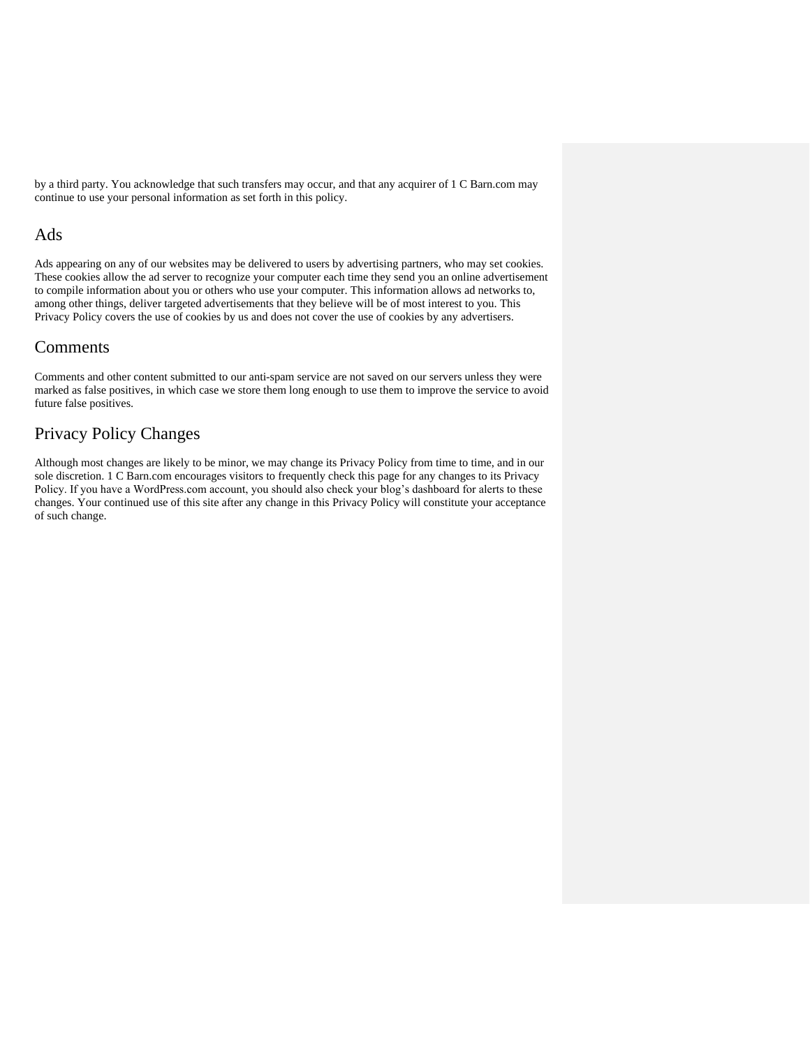by a third party. You acknowledge that such transfers may occur, and that any acquirer of 1 C Barn.com may continue to use your personal information as set forth in this policy.

## Ads

Ads appearing on any of our websites may be delivered to users by advertising partners, who may set cookies. These cookies allow the ad server to recognize your computer each time they send you an online advertisement to compile information about you or others who use your computer. This information allows ad networks to, among other things, deliver targeted advertisements that they believe will be of most interest to you. This Privacy Policy covers the use of cookies by us and does not cover the use of cookies by any advertisers.

## Comments

Comments and other content submitted to our anti-spam service are not saved on our servers unless they were marked as false positives, in which case we store them long enough to use them to improve the service to avoid future false positives.

## Privacy Policy Changes

Although most changes are likely to be minor, we may change its Privacy Policy from time to time, and in our sole discretion. 1 C Barn.com encourages visitors to frequently check this page for any changes to its Privacy Policy. If you have a WordPress.com account, you should also check your blog's dashboard for alerts to these changes. Your continued use of this site after any change in this Privacy Policy will constitute your acceptance of such change.